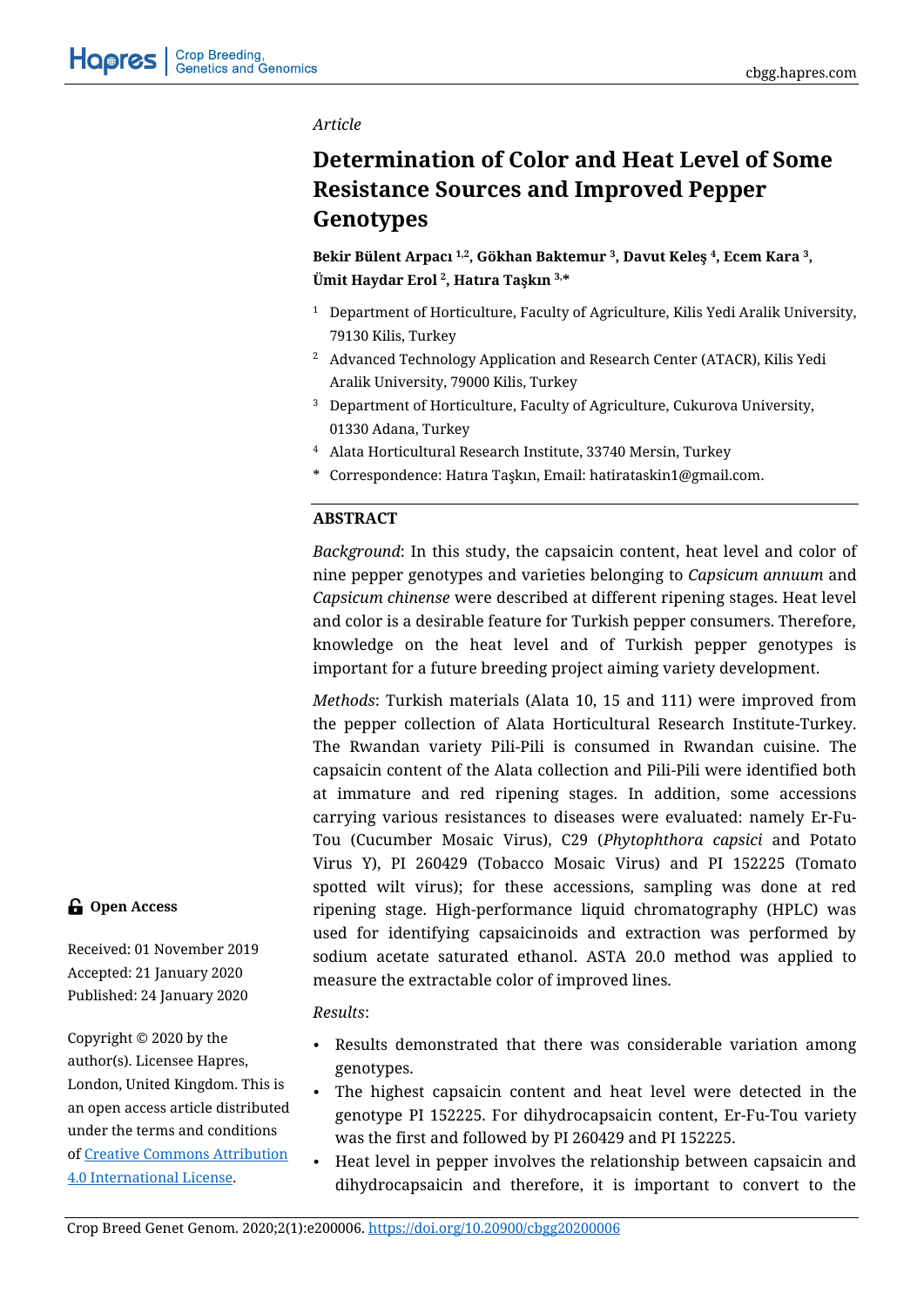*Article*

# Determination of Color and Heat Level of Some Resistance Sources and Improved Pepper Genotypes

**Bekir Bülent Arpacı [1,2], Gökhan Baktemur [3], Davut Keleş [4], Ecem Kara [3], Ümit Haydar Erol [2], Hatıra Taşkın [3,*]**

[1] Department of Horticulture, Faculty of Agriculture, Kilis Yedi Aralik University, 79130 Kilis, Turkey

[2] Advanced Technology Application and Research Center (ATACR), Kilis Yedi Aralik University, 79000 Kilis, Turkey

[3] Department of Horticulture, Faculty of Agriculture, Cukurova University, 01330 Adana, Turkey

[4] Alata Horticultural Research Institute, 33740 Mersin, Turkey

* Correspondence: Hatıra Taşkın, Email: hatirataskin1@gmail.com.

## ABSTRACT

*Background*: In this study, the capsaicin content, heat level and color of nine pepper genotypes and varieties belonging to *Capsicum annuum* and *Capsicum chinense* were described at different ripening stages. Heat level and color is a desirable feature for Turkish pepper consumers. Therefore, knowledge on the heat level and of Turkish pepper genotypes is important for a future breeding project aiming variety development.

*Methods*: Turkish materials (Alata 10, 15 and 111) were improved from the pepper collection of Alata Horticultural Research Institute-Turkey. The Rwandan variety Pili-Pili is consumed in Rwandan cuisine. The capsaicin content of the Alata collection and Pili-Pili were identified both at immature and red ripening stages. In addition, some accessions carrying various resistances to diseases were evaluated: namely Er-Fu-Tou (Cucumber Mosaic Virus), C29 (*Phytophthora capsici* and Potato Virus Y), PI 260429 (Tobacco Mosaic Virus) and PI 152225 (Tomato spotted wilt virus); for these accessions, sampling was done at red ripening stage. High-performance liquid chromatography (HPLC) was used for identifying capsaicinoids and extraction was performed by sodium acetate saturated ethanol. ASTA 20.0 method was applied to measure the extractable color of improved lines.

*Results*:

- Results demonstrated that there was considerable variation among genotypes.
- The highest capsaicin content and heat level were detected in the genotype PI 152225. For dihydrocapsaicin content, Er-Fu-Tou variety was the first and followed by PI 260429 and PI 152225.
- Heat level in pepper involves the relationship between capsaicin and dihydrocapsaicin and therefore, it is important to convert to the

🔓 **Open Access**

Received: 01 November 2019
Accepted: 21 January 2020
Published: 24 January 2020

Copyright © 2020 by the author(s). Licensee Hapres, London, United Kingdom. This is an open access article distributed under the terms and conditions of [Creative Commons Attribution 4.0 International License](https://creativecommons.org/licenses/by/4.0/).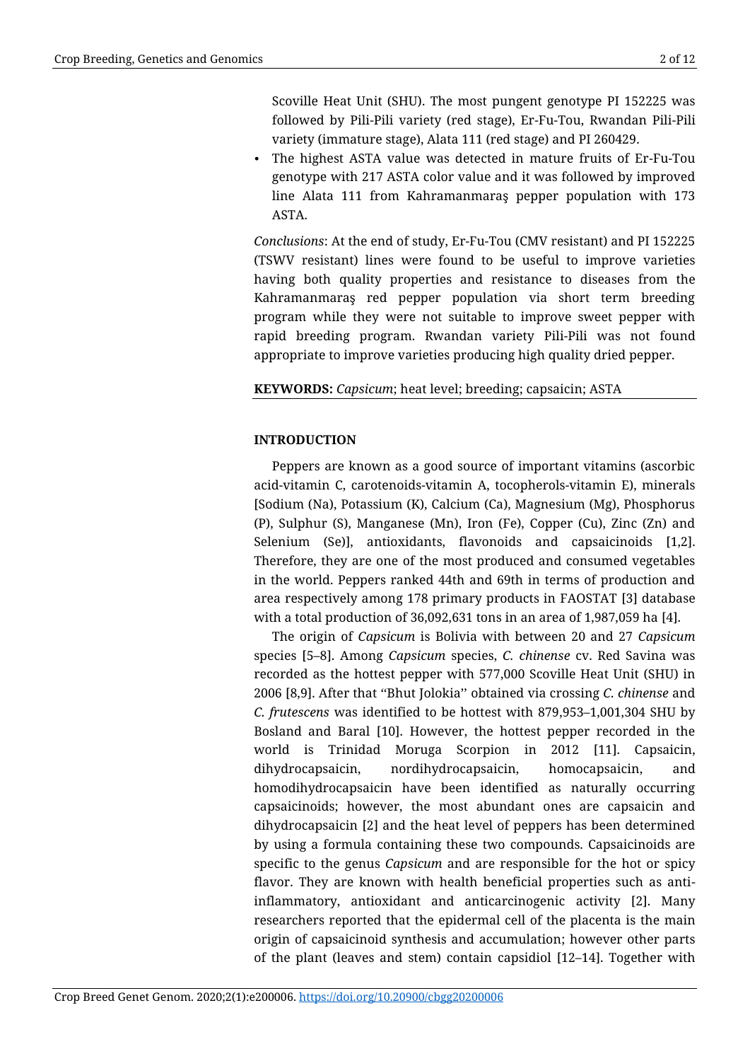Scoville Heat Unit (SHU). The most pungent genotype PI 152225 was followed by Pili-Pili variety (red stage), Er-Fu-Tou, Rwandan Pili-Pili variety (immature stage), Alata 111 (red stage) and PI 260429.

- The highest ASTA value was detected in mature fruits of Er-Fu-Tou genotype with 217 ASTA color value and it was followed by improved line Alata 111 from Kahramanmaraş pepper population with 173 ASTA.

*Conclusions*: At the end of study, Er-Fu-Tou (CMV resistant) and PI 152225 (TSWV resistant) lines were found to be useful to improve varieties having both quality properties and resistance to diseases from the Kahramanmaraş red pepper population via short term breeding program while they were not suitable to improve sweet pepper with rapid breeding program. Rwandan variety Pili-Pili was not found appropriate to improve varieties producing high quality dried pepper.

**KEYWORDS:** *Capsicum*; heat level; breeding; capsaicin; ASTA

## INTRODUCTION

Peppers are known as a good source of important vitamins (ascorbic acid-vitamin C, carotenoids-vitamin A, tocopherols-vitamin E), minerals [Sodium (Na), Potassium (K), Calcium (Ca), Magnesium (Mg), Phosphorus (P), Sulphur (S), Manganese (Mn), Iron (Fe), Copper (Cu), Zinc (Zn) and Selenium (Se)], antioxidants, flavonoids and capsaicinoids [1,2]. Therefore, they are one of the most produced and consumed vegetables in the world. Peppers ranked 44th and 69th in terms of production and area respectively among 178 primary products in FAOSTAT [3] database with a total production of 36,092,631 tons in an area of 1,987,059 ha [4].

The origin of *Capsicum* is Bolivia with between 20 and 27 *Capsicum* species [5–8]. Among *Capsicum* species, *C. chinense* cv. Red Savina was recorded as the hottest pepper with 577,000 Scoville Heat Unit (SHU) in 2006 [8,9]. After that "Bhut Jolokia" obtained via crossing *C. chinense* and *C. frutescens* was identified to be hottest with 879,953–1,001,304 SHU by Bosland and Baral [10]. However, the hottest pepper recorded in the world is Trinidad Moruga Scorpion in 2012 [11]. Capsaicin, dihydrocapsaicin, nordihydrocapsaicin, homocapsaicin, and homodihydrocapsaicin have been identified as naturally occurring capsaicinoids; however, the most abundant ones are capsaicin and dihydrocapsaicin [2] and the heat level of peppers has been determined by using a formula containing these two compounds. Capsaicinoids are specific to the genus *Capsicum* and are responsible for the hot or spicy flavor. They are known with health beneficial properties such as anti-inflammatory, antioxidant and anticarcinogenic activity [2]. Many researchers reported that the epidermal cell of the placenta is the main origin of capsaicinoid synthesis and accumulation; however other parts of the plant (leaves and stem) contain capsidiol [12–14]. Together with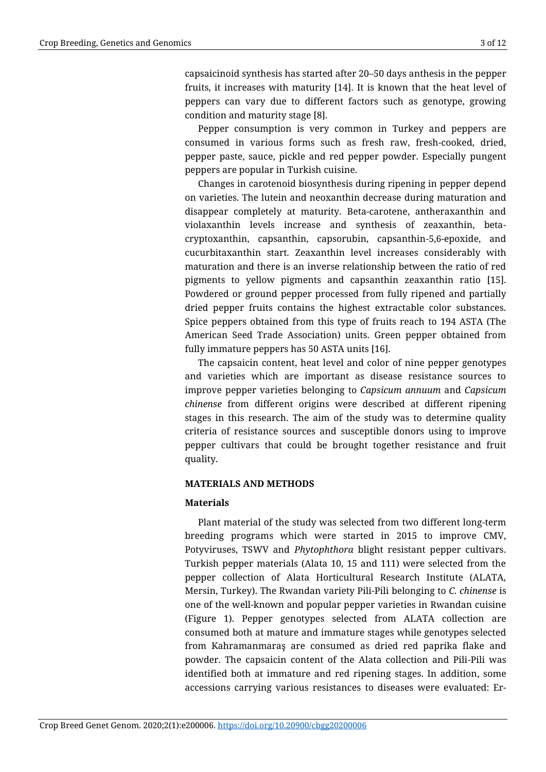capsaicinoid synthesis has started after 20–50 days anthesis in the pepper fruits, it increases with maturity [14]. It is known that the heat level of peppers can vary due to different factors such as genotype, growing condition and maturity stage [8].

Pepper consumption is very common in Turkey and peppers are consumed in various forms such as fresh raw, fresh-cooked, dried, pepper paste, sauce, pickle and red pepper powder. Especially pungent peppers are popular in Turkish cuisine.

Changes in carotenoid biosynthesis during ripening in pepper depend on varieties. The lutein and neoxanthin decrease during maturation and disappear completely at maturity. Beta-carotene, antheraxanthin and violaxanthin levels increase and synthesis of zeaxanthin, beta-cryptoxanthin, capsanthin, capsorubin, capsanthin-5,6-epoxide, and cucurbitaxanthin start. Zeaxanthin level increases considerably with maturation and there is an inverse relationship between the ratio of red pigments to yellow pigments and capsanthin zeaxanthin ratio [15]. Powdered or ground pepper processed from fully ripened and partially dried pepper fruits contains the highest extractable color substances. Spice peppers obtained from this type of fruits reach to 194 ASTA (The American Seed Trade Association) units. Green pepper obtained from fully immature peppers has 50 ASTA units [16].

The capsaicin content, heat level and color of nine pepper genotypes and varieties which are important as disease resistance sources to improve pepper varieties belonging to *Capsicum annuum* and *Capsicum chinense* from different origins were described at different ripening stages in this research. The aim of the study was to determine quality criteria of resistance sources and susceptible donors using to improve pepper cultivars that could be brought together resistance and fruit quality.

## MATERIALS AND METHODS

### Materials

Plant material of the study was selected from two different long-term breeding programs which were started in 2015 to improve CMV, Potyviruses, TSWV and *Phytophthora* blight resistant pepper cultivars. Turkish pepper materials (Alata 10, 15 and 111) were selected from the pepper collection of Alata Horticultural Research Institute (ALATA, Mersin, Turkey). The Rwandan variety Pili-Pili belonging to *C. chinense* is one of the well-known and popular pepper varieties in Rwandan cuisine (Figure 1). Pepper genotypes selected from ALATA collection are consumed both at mature and immature stages while genotypes selected from Kahramanmaraş are consumed as dried red paprika flake and powder. The capsaicin content of the Alata collection and Pili-Pili was identified both at immature and red ripening stages. In addition, some accessions carrying various resistances to diseases were evaluated: Er-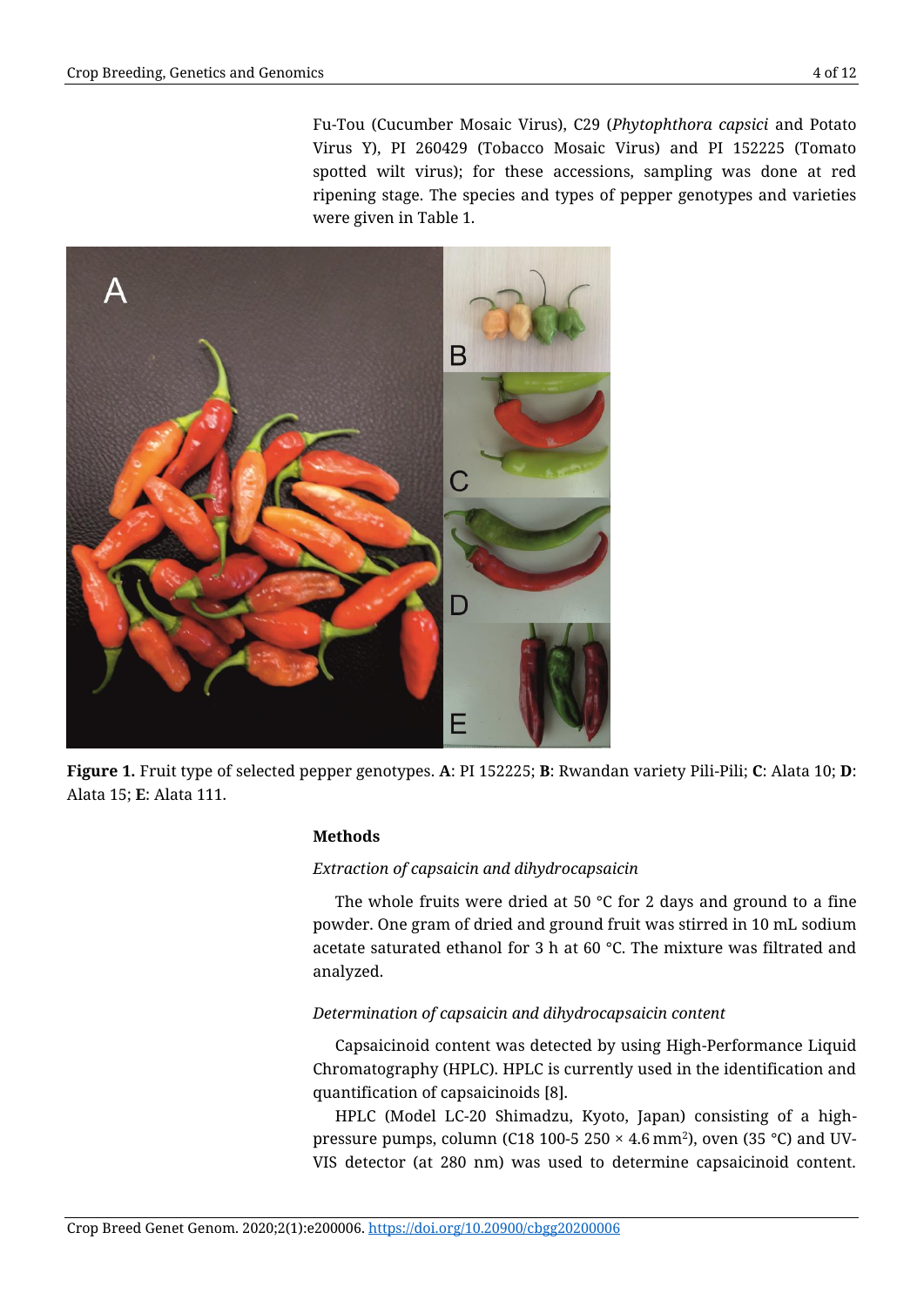Fu-Tou (Cucumber Mosaic Virus), C29 (*Phytophthora capsici* and Potato Virus Y), PI 260429 (Tobacco Mosaic Virus) and PI 152225 (Tomato spotted wilt virus); for these accessions, sampling was done at red ripening stage. The species and types of pepper genotypes and varieties were given in Table 1.

**Figure 1.** Fruit type of selected pepper genotypes. **A**: PI 152225; **B**: Rwandan variety Pili-Pili; **C**: Alata 10; **D**: Alata 15; **E**: Alata 111.

### Methods

*Extraction of capsaicin and dihydrocapsaicin*

The whole fruits were dried at 50 °C for 2 days and ground to a fine powder. One gram of dried and ground fruit was stirred in 10 mL sodium acetate saturated ethanol for 3 h at 60 °C. The mixture was filtrated and analyzed.

*Determination of capsaicin and dihydrocapsaicin content*

Capsaicinoid content was detected by using High-Performance Liquid Chromatography (HPLC). HPLC is currently used in the identification and quantification of capsaicinoids [8].

HPLC (Model LC-20 Shimadzu, Kyoto, Japan) consisting of a high-pressure pumps, column (C18 100-5 250 × 4.6 $mm^2$), oven (35 °C) and UV-VIS detector (at 280 nm) was used to determine capsaicinoid content.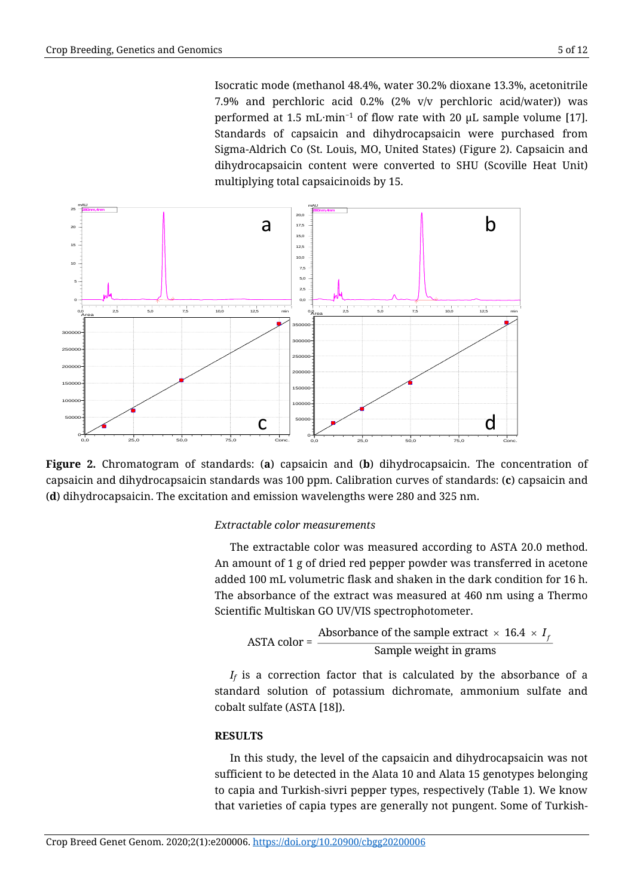Isocratic mode (methanol 48.4%, water 30.2% dioxane 13.3%, acetonitrile 7.9% and perchloric acid 0.2% (2% v/v perchloric acid/water)) was performed at 1.5 mL·min$^{-1}$ of flow rate with 20 μL sample volume [17]. Standards of capsaicin and dihydrocapsaicin were purchased from Sigma-Aldrich Co (St. Louis, MO, United States) (Figure 2). Capsaicin and dihydrocapsaicin content were converted to SHU (Scoville Heat Unit) multiplying total capsaicinoids by 15.

**Figure 2.** Chromatogram of standards: (**a**) capsaicin and (**b**) dihydrocapsaicin. The concentration of capsaicin and dihydrocapsaicin standards was 100 ppm. Calibration curves of standards: (**c**) capsaicin and (**d**) dihydrocapsaicin. The excitation and emission wavelengths were 280 and 325 nm.

*Extractable color measurements*

The extractable color was measured according to ASTA 20.0 method. An amount of 1 g of dried red pepper powder was transferred in acetone added 100 mL volumetric flask and shaken in the dark condition for 16 h. The absorbance of the extract was measured at 460 nm using a Thermo Scientific Multiskan GO UV/VIS spectrophotometer.

$$\text{ASTA color} = \frac{\text{Absorbance of the sample extract} \times 16.4 \times I_f}{\text{Sample weight in grams}}$$

$I_f$ is a correction factor that is calculated by the absorbance of a standard solution of potassium dichromate, ammonium sulfate and cobalt sulfate (ASTA [18]).

## RESULTS

In this study, the level of the capsaicin and dihydrocapsaicin was not sufficient to be detected in the Alata 10 and Alata 15 genotypes belonging to capia and Turkish-sivri pepper types, respectively (Table 1). We know that varieties of capia types are generally not pungent. Some of Turkish-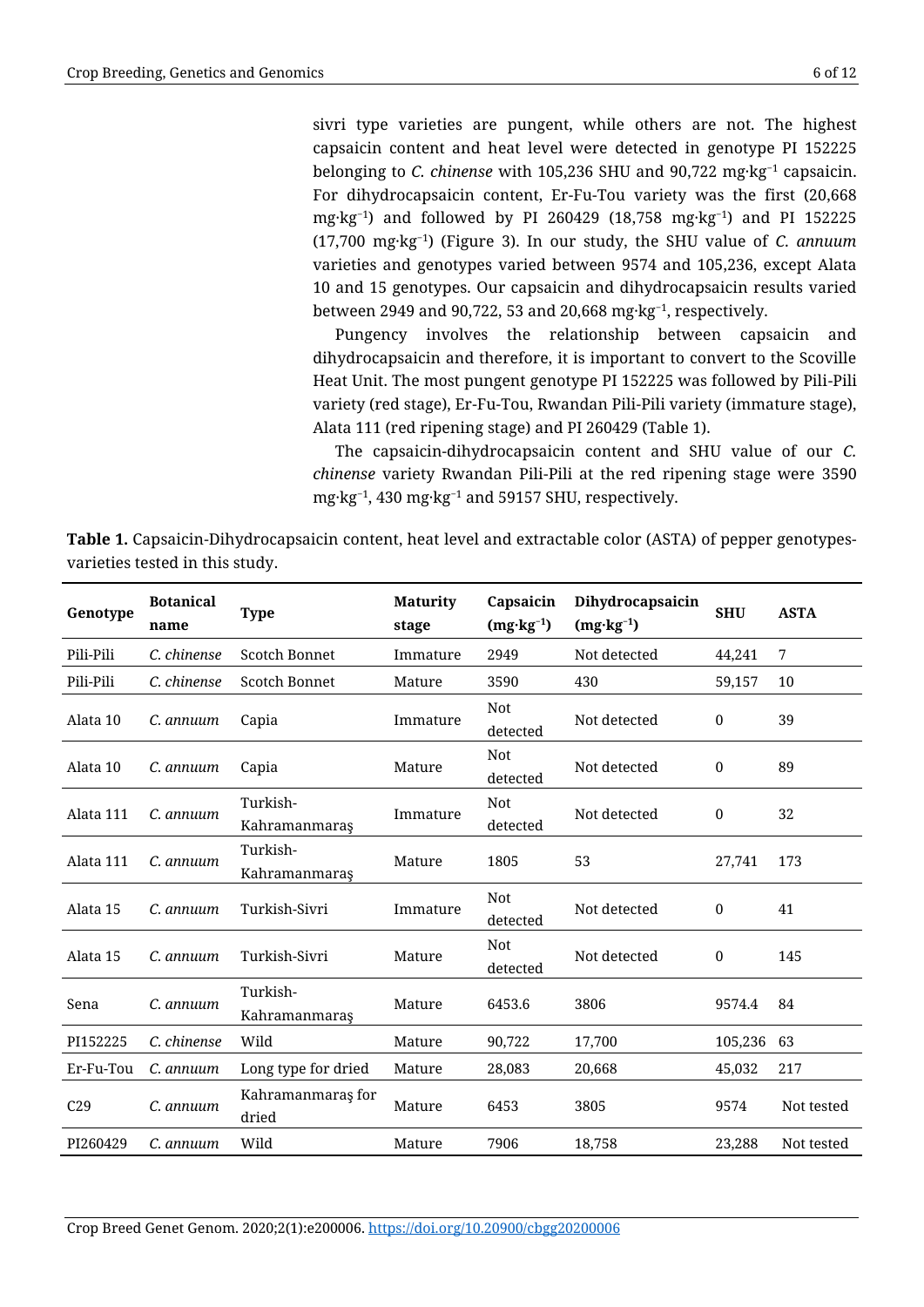sivri type varieties are pungent, while others are not. The highest capsaicin content and heat level were detected in genotype PI 152225 belonging to *C. chinense* with 105,236 SHU and 90,722 mg·kg$^{-1}$ capsaicin. For dihydrocapsaicin content, Er-Fu-Tou variety was the first (20,668 mg·kg$^{-1}$) and followed by PI 260429 (18,758 mg·kg$^{-1}$) and PI 152225 (17,700 mg·kg$^{-1}$) (Figure 3). In our study, the SHU value of *C. annuum* varieties and genotypes varied between 9574 and 105,236, except Alata 10 and 15 genotypes. Our capsaicin and dihydrocapsaicin results varied between 2949 and 90,722, 53 and 20,668 mg·kg$^{-1}$, respectively.

Pungency involves the relationship between capsaicin and dihydrocapsaicin and therefore, it is important to convert to the Scoville Heat Unit. The most pungent genotype PI 152225 was followed by Pili-Pili variety (red stage), Er-Fu-Tou, Rwandan Pili-Pili variety (immature stage), Alata 111 (red ripening stage) and PI 260429 (Table 1).

The capsaicin-dihydrocapsaicin content and SHU value of our *C. chinense* variety Rwandan Pili-Pili at the red ripening stage were 3590 mg·kg$^{-1}$, 430 mg·kg$^{-1}$ and 59157 SHU, respectively.

**Table 1.** Capsaicin-Dihydrocapsaicin content, heat level and extractable color (ASTA) of pepper genotypes-varieties tested in this study.

| Genotype | Botanical name | Type | Maturity stage | Capsaicin (mg·kg$^{-1}$) | Dihydrocapsaicin (mg·kg$^{-1}$) | SHU | ASTA |
|---|---|---|---|---|---|---|---|
| Pili-Pili | *C. chinense* | Scotch Bonnet | Immature | 2949 | Not detected | 44,241 | 7 |
| Pili-Pili | *C. chinense* | Scotch Bonnet | Mature | 3590 | 430 | 59,157 | 10 |
| Alata 10 | *C. annuum* | Capia | Immature | Not detected | Not detected | 0 | 39 |
| Alata 10 | *C. annuum* | Capia | Mature | Not detected | Not detected | 0 | 89 |
| Alata 111 | *C. annuum* | Turkish-Kahramanmaraş | Immature | Not detected | Not detected | 0 | 32 |
| Alata 111 | *C. annuum* | Turkish-Kahramanmaraş | Mature | 1805 | 53 | 27,741 | 173 |
| Alata 15 | *C. annuum* | Turkish-Sivri | Immature | Not detected | Not detected | 0 | 41 |
| Alata 15 | *C. annuum* | Turkish-Sivri | Mature | Not detected | Not detected | 0 | 145 |
| Sena | *C. annuum* | Turkish-Kahramanmaraş | Mature | 6453.6 | 3806 | 9574.4 | 84 |
| PI152225 | *C. chinense* | Wild | Mature | 90,722 | 17,700 | 105,236 | 63 |
| Er-Fu-Tou | *C. annuum* | Long type for dried | Mature | 28,083 | 20,668 | 45,032 | 217 |
| C29 | *C. annuum* | Kahramanmaraş for dried | Mature | 6453 | 3805 | 9574 | Not tested |
| PI260429 | *C. annuum* | Wild | Mature | 7906 | 18,758 | 23,288 | Not tested |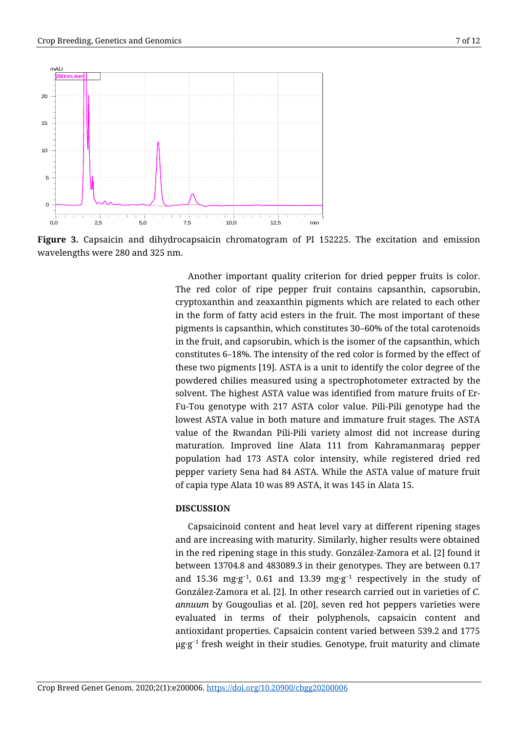**Figure 3.** Capsaicin and dihydrocapsaicin chromatogram of PI 152225. The excitation and emission wavelengths were 280 and 325 nm.

Another important quality criterion for dried pepper fruits is color. The red color of ripe pepper fruit contains capsanthin, capsorubin, cryptoxanthin and zeaxanthin pigments which are related to each other in the form of fatty acid esters in the fruit. The most important of these pigments is capsanthin, which constitutes 30–60% of the total carotenoids in the fruit, and capsorubin, which is the isomer of the capsanthin, which constitutes 6–18%. The intensity of the red color is formed by the effect of these two pigments [19]. ASTA is a unit to identify the color degree of the powdered chilies measured using a spectrophotometer extracted by the solvent. The highest ASTA value was identified from mature fruits of Er-Fu-Tou genotype with 217 ASTA color value. Pili-Pili genotype had the lowest ASTA value in both mature and immature fruit stages. The ASTA value of the Rwandan Pili-Pili variety almost did not increase during maturation. Improved line Alata 111 from Kahramanmaraş pepper population had 173 ASTA color intensity, while registered dried red pepper variety Sena had 84 ASTA. While the ASTA value of mature fruit of capia type Alata 10 was 89 ASTA, it was 145 in Alata 15.

## DISCUSSION

Capsaicinoid content and heat level vary at different ripening stages and are increasing with maturity. Similarly, higher results were obtained in the red ripening stage in this study. González-Zamora et al. [2] found it between 13704.8 and 483089.3 in their genotypes. They are between 0.17 and 15.36 $mg{\cdot}g^{-1}$, 0.61 and 13.39 $mg{\cdot}g^{-1}$ respectively in the study of González-Zamora et al. [2]. In other research carried out in varieties of *C. annuum* by Gougoulias et al. [20], seven red hot peppers varieties were evaluated in terms of their polyphenols, capsaicin content and antioxidant properties. Capsaicin content varied between 539.2 and 1775 $\mu g{\cdot}g^{-1}$ fresh weight in their studies. Genotype, fruit maturity and climate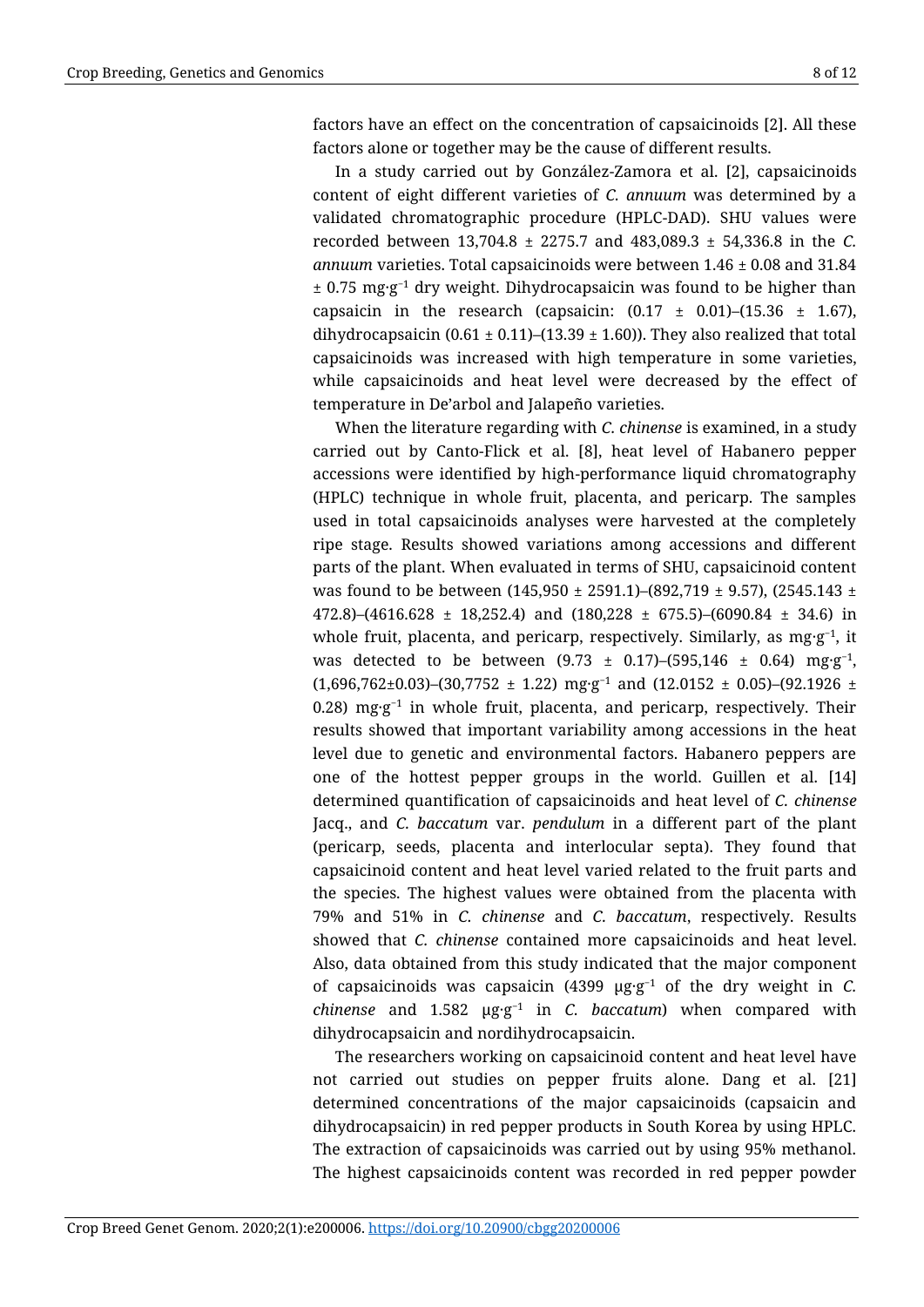factors have an effect on the concentration of capsaicinoids [2]. All these factors alone or together may be the cause of different results.

In a study carried out by González-Zamora et al. [2], capsaicinoids content of eight different varieties of *C. annuum* was determined by a validated chromatographic procedure (HPLC-DAD). SHU values were recorded between 13,704.8 ± 2275.7 and 483,089.3 ± 54,336.8 in the *C. annuum* varieties. Total capsaicinoids were between 1.46 ± 0.08 and 31.84 ± 0.75 $mg \cdot g^{-1}$ dry weight. Dihydrocapsaicin was found to be higher than capsaicin in the research (capsaicin: (0.17 ± 0.01)–(15.36 ± 1.67), dihydrocapsaicin (0.61 ± 0.11)–(13.39 ± 1.60)). They also realized that total capsaicinoids was increased with high temperature in some varieties, while capsaicinoids and heat level were decreased by the effect of temperature in De'arbol and Jalapeño varieties.

When the literature regarding with *C. chinense* is examined, in a study carried out by Canto-Flick et al. [8], heat level of Habanero pepper accessions were identified by high-performance liquid chromatography (HPLC) technique in whole fruit, placenta, and pericarp. The samples used in total capsaicinoids analyses were harvested at the completely ripe stage. Results showed variations among accessions and different parts of the plant. When evaluated in terms of SHU, capsaicinoid content was found to be between (145,950 ± 2591.1)–(892,719 ± 9.57), (2545.143 ± 472.8)–(4616.628 ± 18,252.4) and (180,228 ± 675.5)–(6090.84 ± 34.6) in whole fruit, placenta, and pericarp, respectively. Similarly, as $mg \cdot g^{-1}$, it was detected to be between (9.73 ± 0.17)–(595,146 ± 0.64) $mg \cdot g^{-1}$, (1,696,762±0.03)–(30,7752 ± 1.22) $mg \cdot g^{-1}$ and (12.0152 ± 0.05)–(92.1926 ± 0.28) $mg \cdot g^{-1}$ in whole fruit, placenta, and pericarp, respectively. Their results showed that important variability among accessions in the heat level due to genetic and environmental factors. Habanero peppers are one of the hottest pepper groups in the world. Guillen et al. [14] determined quantification of capsaicinoids and heat level of *C. chinense* Jacq., and *C. baccatum* var. *pendulum* in a different part of the plant (pericarp, seeds, placenta and interlocular septa). They found that capsaicinoid content and heat level varied related to the fruit parts and the species. The highest values were obtained from the placenta with 79% and 51% in *C. chinense* and *C. baccatum*, respectively. Results showed that *C. chinense* contained more capsaicinoids and heat level. Also, data obtained from this study indicated that the major component of capsaicinoids was capsaicin (4399 $\mu g \cdot g^{-1}$ of the dry weight in *C. chinense* and 1.582 $\mu g \cdot g^{-1}$ in *C. baccatum*) when compared with dihydrocapsaicin and nordihydrocapsaicin.

The researchers working on capsaicinoid content and heat level have not carried out studies on pepper fruits alone. Dang et al. [21] determined concentrations of the major capsaicinoids (capsaicin and dihydrocapsaicin) in red pepper products in South Korea by using HPLC. The extraction of capsaicinoids was carried out by using 95% methanol. The highest capsaicinoids content was recorded in red pepper powder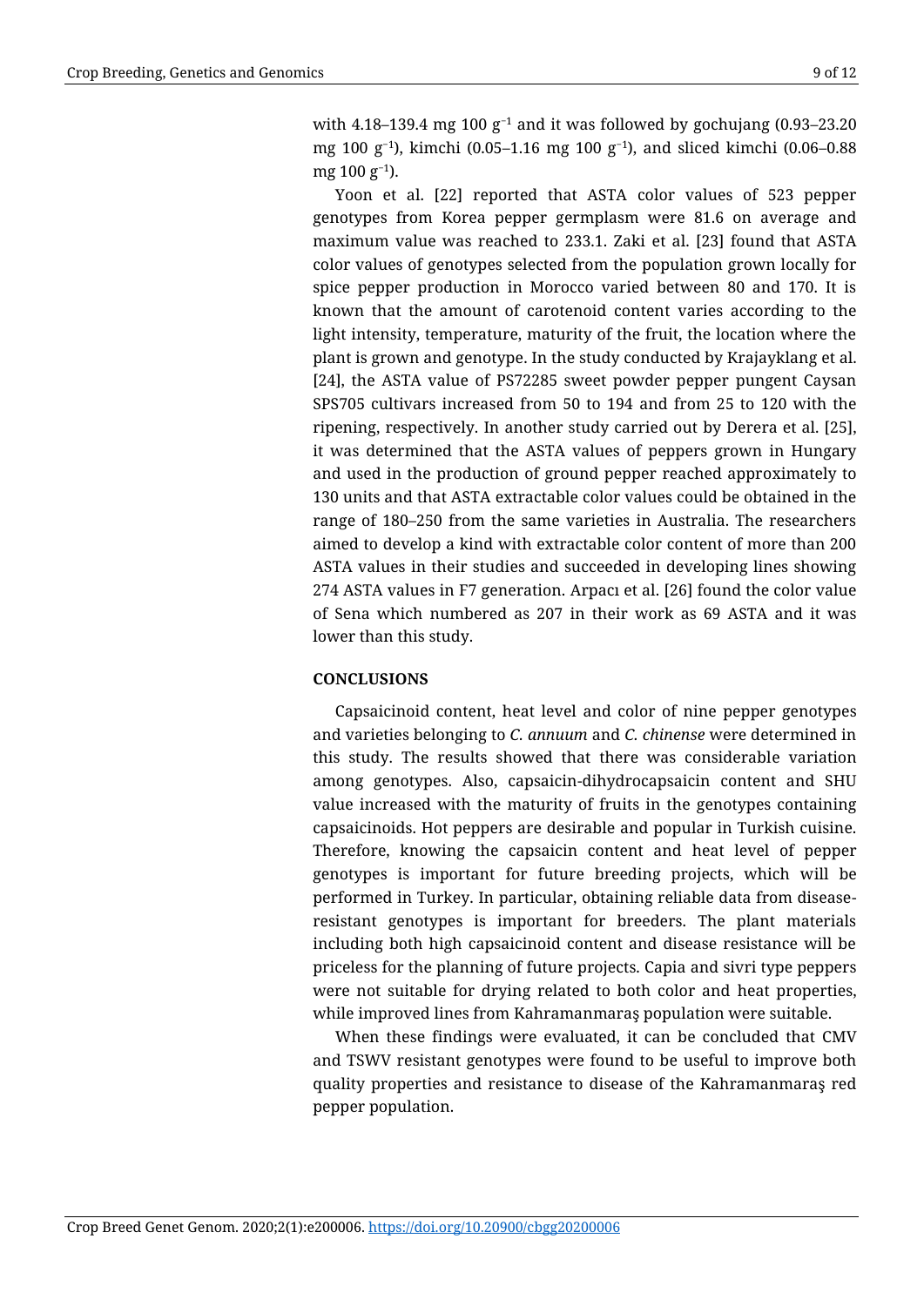with 4.18–139.4 mg 100 $g^{-1}$ and it was followed by gochujang (0.93–23.20 mg 100 $g^{-1}$), kimchi (0.05–1.16 mg 100 $g^{-1}$), and sliced kimchi (0.06–0.88 mg 100 $g^{-1}$).

Yoon et al. [22] reported that ASTA color values of 523 pepper genotypes from Korea pepper germplasm were 81.6 on average and maximum value was reached to 233.1. Zaki et al. [23] found that ASTA color values of genotypes selected from the population grown locally for spice pepper production in Morocco varied between 80 and 170. It is known that the amount of carotenoid content varies according to the light intensity, temperature, maturity of the fruit, the location where the plant is grown and genotype. In the study conducted by Krajayklang et al. [24], the ASTA value of PS72285 sweet powder pepper pungent Caysan SPS705 cultivars increased from 50 to 194 and from 25 to 120 with the ripening, respectively. In another study carried out by Derera et al. [25], it was determined that the ASTA values of peppers grown in Hungary and used in the production of ground pepper reached approximately to 130 units and that ASTA extractable color values could be obtained in the range of 180–250 from the same varieties in Australia. The researchers aimed to develop a kind with extractable color content of more than 200 ASTA values in their studies and succeeded in developing lines showing 274 ASTA values in F7 generation. Arpacı et al. [26] found the color value of Sena which numbered as 207 in their work as 69 ASTA and it was lower than this study.

## CONCLUSIONS

Capsaicinoid content, heat level and color of nine pepper genotypes and varieties belonging to *C. annuum* and *C. chinense* were determined in this study. The results showed that there was considerable variation among genotypes. Also, capsaicin-dihydrocapsaicin content and SHU value increased with the maturity of fruits in the genotypes containing capsaicinoids. Hot peppers are desirable and popular in Turkish cuisine. Therefore, knowing the capsaicin content and heat level of pepper genotypes is important for future breeding projects, which will be performed in Turkey. In particular, obtaining reliable data from disease-resistant genotypes is important for breeders. The plant materials including both high capsaicinoid content and disease resistance will be priceless for the planning of future projects. Capia and sivri type peppers were not suitable for drying related to both color and heat properties, while improved lines from Kahramanmaraş population were suitable.

When these findings were evaluated, it can be concluded that CMV and TSWV resistant genotypes were found to be useful to improve both quality properties and resistance to disease of the Kahramanmaraş red pepper population.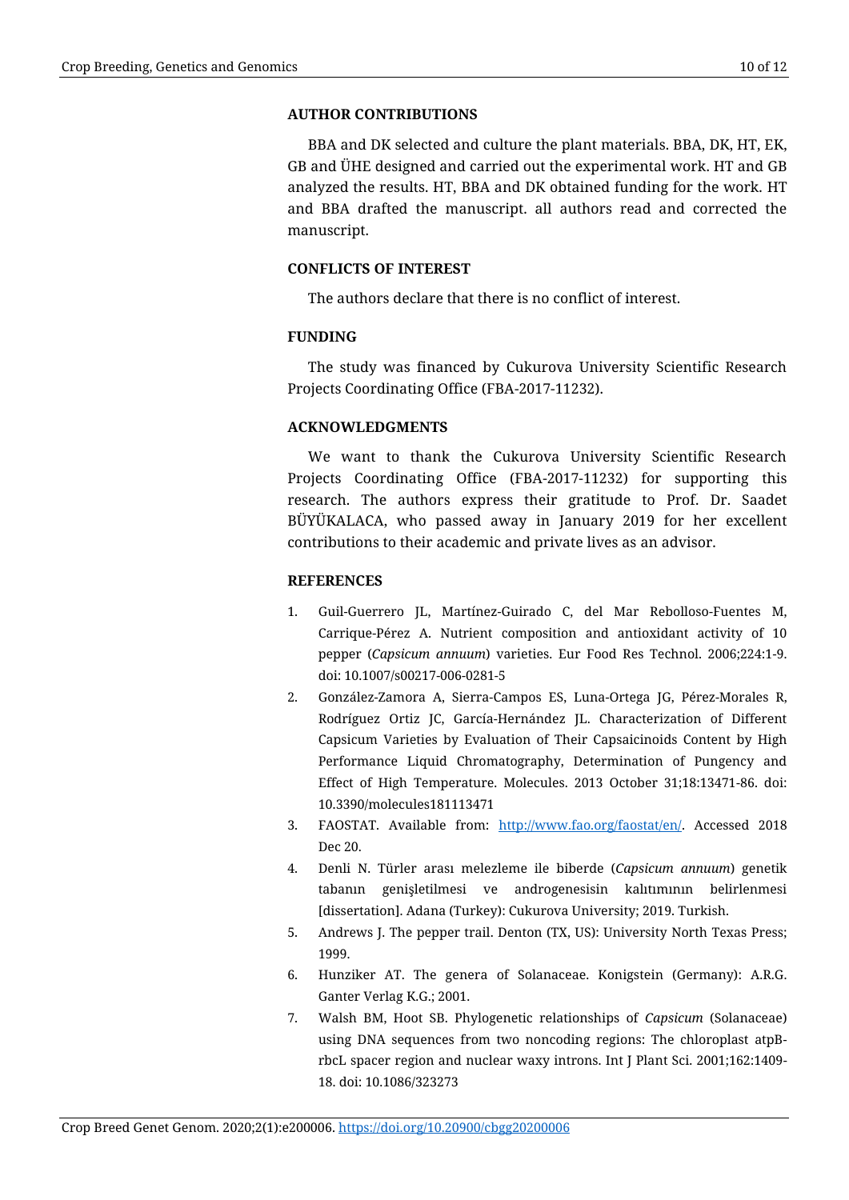## AUTHOR CONTRIBUTIONS

BBA and DK selected and culture the plant materials. BBA, DK, HT, EK, GB and ÜHE designed and carried out the experimental work. HT and GB analyzed the results. HT, BBA and DK obtained funding for the work. HT and BBA drafted the manuscript. all authors read and corrected the manuscript.

## CONFLICTS OF INTEREST

The authors declare that there is no conflict of interest.

## FUNDING

The study was financed by Cukurova University Scientific Research Projects Coordinating Office (FBA-2017-11232).

## ACKNOWLEDGMENTS

We want to thank the Cukurova University Scientific Research Projects Coordinating Office (FBA-2017-11232) for supporting this research. The authors express their gratitude to Prof. Dr. Saadet BÜYÜKALACA, who passed away in January 2019 for her excellent contributions to their academic and private lives as an advisor.

## REFERENCES

1. Guil-Guerrero JL, Martínez-Guirado C, del Mar Rebolloso-Fuentes M, Carrique-Pérez A. Nutrient composition and antioxidant activity of 10 pepper (*Capsicum annuum*) varieties. Eur Food Res Technol. 2006;224:1-9. doi: 10.1007/s00217-006-0281-5
2. González-Zamora A, Sierra-Campos ES, Luna-Ortega JG, Pérez-Morales R, Rodríguez Ortiz JC, García-Hernández JL. Characterization of Different Capsicum Varieties by Evaluation of Their Capsaicinoids Content by High Performance Liquid Chromatography, Determination of Pungency and Effect of High Temperature. Molecules. 2013 October 31;18:13471-86. doi: 10.3390/molecules181113471
3. FAOSTAT. Available from: http://www.fao.org/faostat/en/. Accessed 2018 Dec 20.
4. Denli N. Türler arası melezleme ile biberde (*Capsicum annuum*) genetik tabanın genişletilmesi ve androgenesisin kalıtımının belirlenmesi [dissertation]. Adana (Turkey): Cukurova University; 2019. Turkish.
5. Andrews J. The pepper trail. Denton (TX, US): University North Texas Press; 1999.
6. Hunziker AT. The genera of Solanaceae. Konigstein (Germany): A.R.G. Ganter Verlag K.G.; 2001.
7. Walsh BM, Hoot SB. Phylogenetic relationships of *Capsicum* (Solanaceae) using DNA sequences from two noncoding regions: The chloroplast atpB-rbcL spacer region and nuclear waxy introns. Int J Plant Sci. 2001;162:1409-18. doi: 10.1086/323273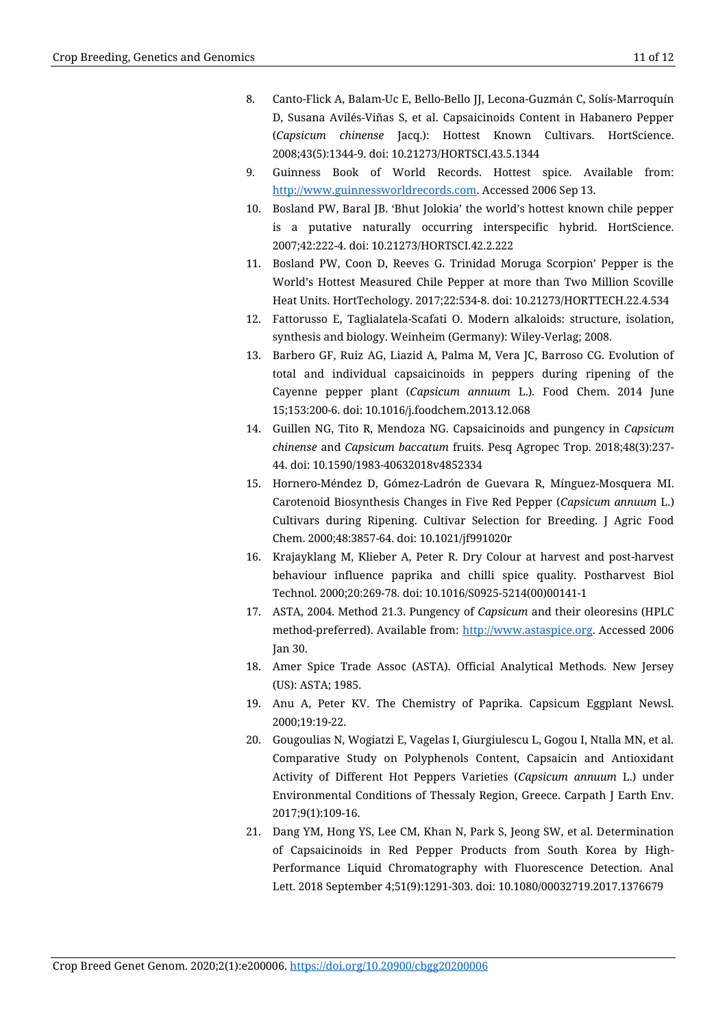8. Canto-Flick A, Balam-Uc E, Bello-Bello JJ, Lecona-Guzmán C, Solís-Marroquín D, Susana Avilés-Viñas S, et al. Capsaicinoids Content in Habanero Pepper (*Capsicum chinense* Jacq.): Hottest Known Cultivars. HortScience. 2008;43(5):1344-9. doi: 10.21273/HORTSCI.43.5.1344
9. Guinness Book of World Records. Hottest spice. Available from: http://www.guinnessworldrecords.com. Accessed 2006 Sep 13.
10. Bosland PW, Baral JB. 'Bhut Jolokia' the world's hottest known chile pepper is a putative naturally occurring interspecific hybrid. HortScience. 2007;42:222-4. doi: 10.21273/HORTSCI.42.2.222
11. Bosland PW, Coon D, Reeves G. Trinidad Moruga Scorpion' Pepper is the World's Hottest Measured Chile Pepper at more than Two Million Scoville Heat Units. HortTechology. 2017;22:534-8. doi: 10.21273/HORTTECH.22.4.534
12. Fattorusso E, Taglialatela-Scafati O. Modern alkaloids: structure, isolation, synthesis and biology. Weinheim (Germany): Wiley-Verlag; 2008.
13. Barbero GF, Ruiz AG, Liazid A, Palma M, Vera JC, Barroso CG. Evolution of total and individual capsaicinoids in peppers during ripening of the Cayenne pepper plant (*Capsicum annuum* L.). Food Chem. 2014 June 15;153:200-6. doi: 10.1016/j.foodchem.2013.12.068
14. Guillen NG, Tito R, Mendoza NG. Capsaicinoids and pungency in *Capsicum chinense* and *Capsicum baccatum* fruits. Pesq Agropec Trop. 2018;48(3):237-44. doi: 10.1590/1983-40632018v4852334
15. Hornero-Méndez D, Gómez-Ladrón de Guevara R, Mínguez-Mosquera MI. Carotenoid Biosynthesis Changes in Five Red Pepper (*Capsicum annuum* L.) Cultivars during Ripening. Cultivar Selection for Breeding. J Agric Food Chem. 2000;48:3857-64. doi: 10.1021/jf991020r
16. Krajayklang M, Klieber A, Peter R. Dry Colour at harvest and post-harvest behaviour influence paprika and chilli spice quality. Postharvest Biol Technol. 2000;20:269-78. doi: 10.1016/S0925-5214(00)00141-1
17. ASTA, 2004. Method 21.3. Pungency of *Capsicum* and their oleoresins (HPLC method-preferred). Available from: http://www.astaspice.org. Accessed 2006 Jan 30.
18. Amer Spice Trade Assoc (ASTA). Official Analytical Methods. New Jersey (US): ASTA; 1985.
19. Anu A, Peter KV. The Chemistry of Paprika. Capsicum Eggplant Newsl. 2000;19:19-22.
20. Gougoulias N, Wogiatzi E, Vagelas I, Giurgiulescu L, Gogou I, Ntalla MN, et al. Comparative Study on Polyphenols Content, Capsaicin and Antioxidant Activity of Different Hot Peppers Varieties (*Capsicum annuum* L.) under Environmental Conditions of Thessaly Region, Greece. Carpath J Earth Env. 2017;9(1):109-16.
21. Dang YM, Hong YS, Lee CM, Khan N, Park S, Jeong SW, et al. Determination of Capsaicinoids in Red Pepper Products from South Korea by High-Performance Liquid Chromatography with Fluorescence Detection. Anal Lett. 2018 September 4;51(9):1291-303. doi: 10.1080/00032719.2017.1376679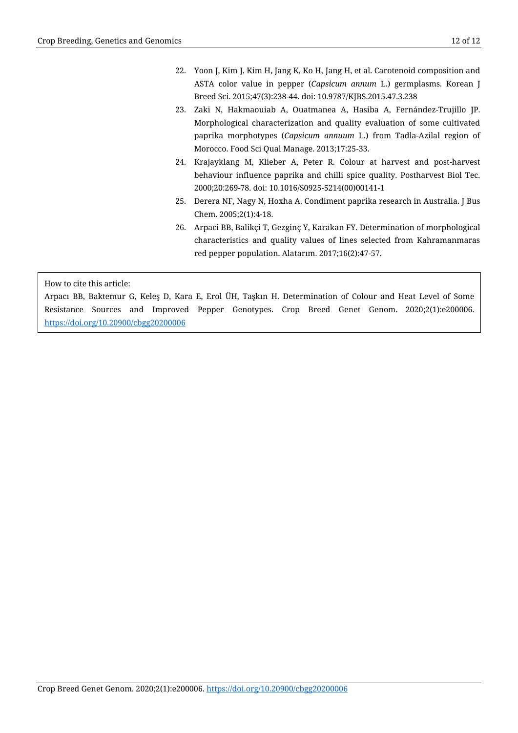22. Yoon J, Kim J, Kim H, Jang K, Ko H, Jang H, et al. Carotenoid composition and ASTA color value in pepper (*Capsicum annum* L.) germplasms. Korean J Breed Sci. 2015;47(3):238-44. doi: 10.9787/KJBS.2015.47.3.238
23. Zaki N, Hakmaouiab A, Ouatmanea A, Hasiba A, Fernández-Trujillo JP. Morphological characterization and quality evaluation of some cultivated paprika morphotypes (*Capsicum annuum* L.) from Tadla-Azilal region of Morocco. Food Sci Qual Manage. 2013;17:25-33.
24. Krajayklang M, Klieber A, Peter R. Colour at harvest and post-harvest behaviour influence paprika and chilli spice quality. Postharvest Biol Tec. 2000;20:269-78. doi: 10.1016/S0925-5214(00)00141-1
25. Derera NF, Nagy N, Hoxha A. Condiment paprika research in Australia. J Bus Chem. 2005;2(1):4-18.
26. Arpaci BB, Balikçi T, Gezginç Y, Karakan FY. Determination of morphological characteristics and quality values of lines selected from Kahramanmaras red pepper population. Alatarım. 2017;16(2):47-57.

How to cite this article:
Arpacı BB, Baktemur G, Keleş D, Kara E, Erol ÜH, Taşkın H. Determination of Colour and Heat Level of Some Resistance Sources and Improved Pepper Genotypes. Crop Breed Genet Genom. 2020;2(1):e200006. https://doi.org/10.20900/cbgg20200006